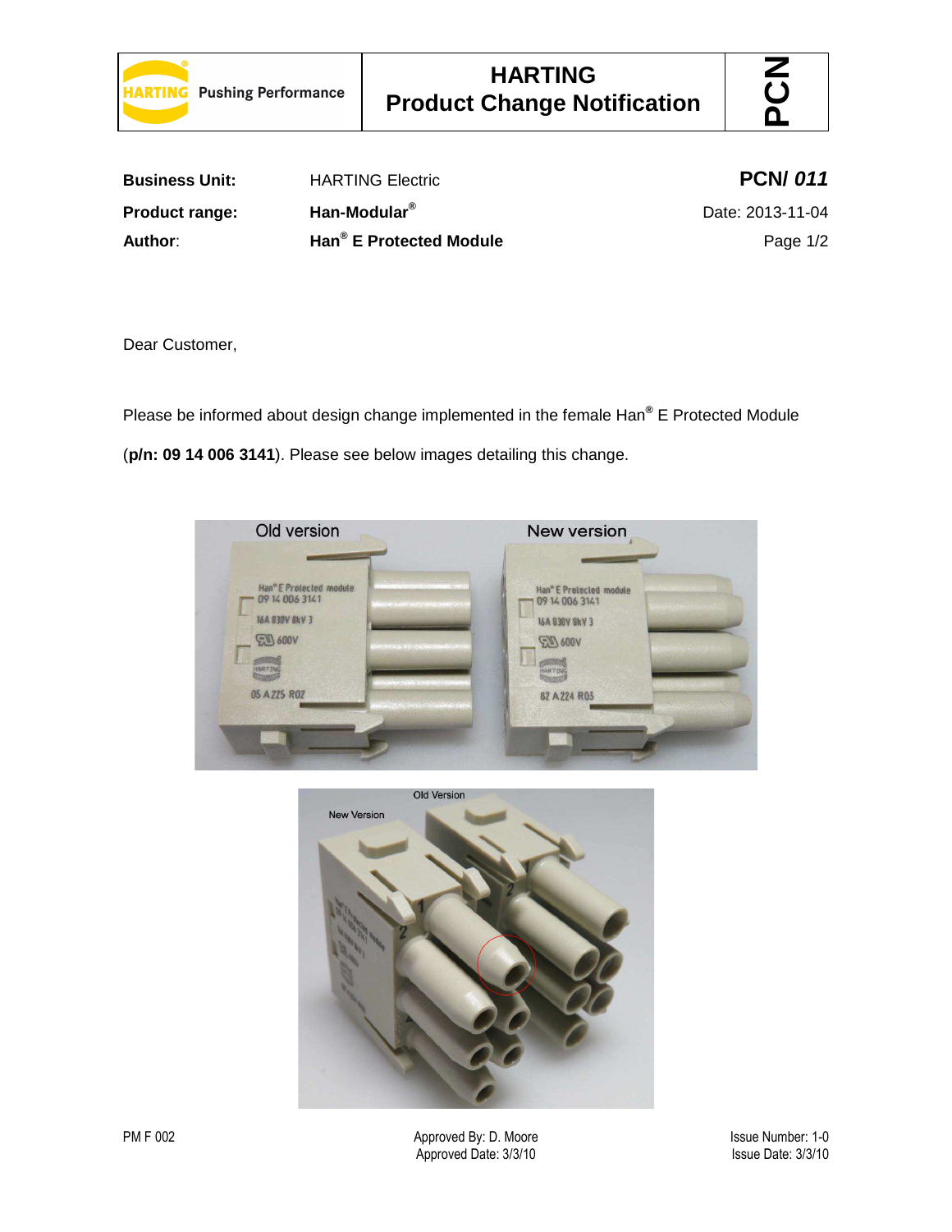# HARTING Product Change Notification

| | | |
|---|---|---|
| **Business Unit:** | HARTING Electric | **PCN/ *011*** |
| **Product range:** | **Han-Modular®** | Date: 2013-11-04 |
| **Author**: | **Han® E Protected Module** | |

Dear Customer,

Please be informed about design change implemented in the female Han® E Protected Module (**p/n: 09 14 006 3141**). Please see below images detailing this change.

PM F 002

Approved By: D. Moore
Approved Date: 3/3/10

Issue Number: 1-0
Issue Date: 3/3/10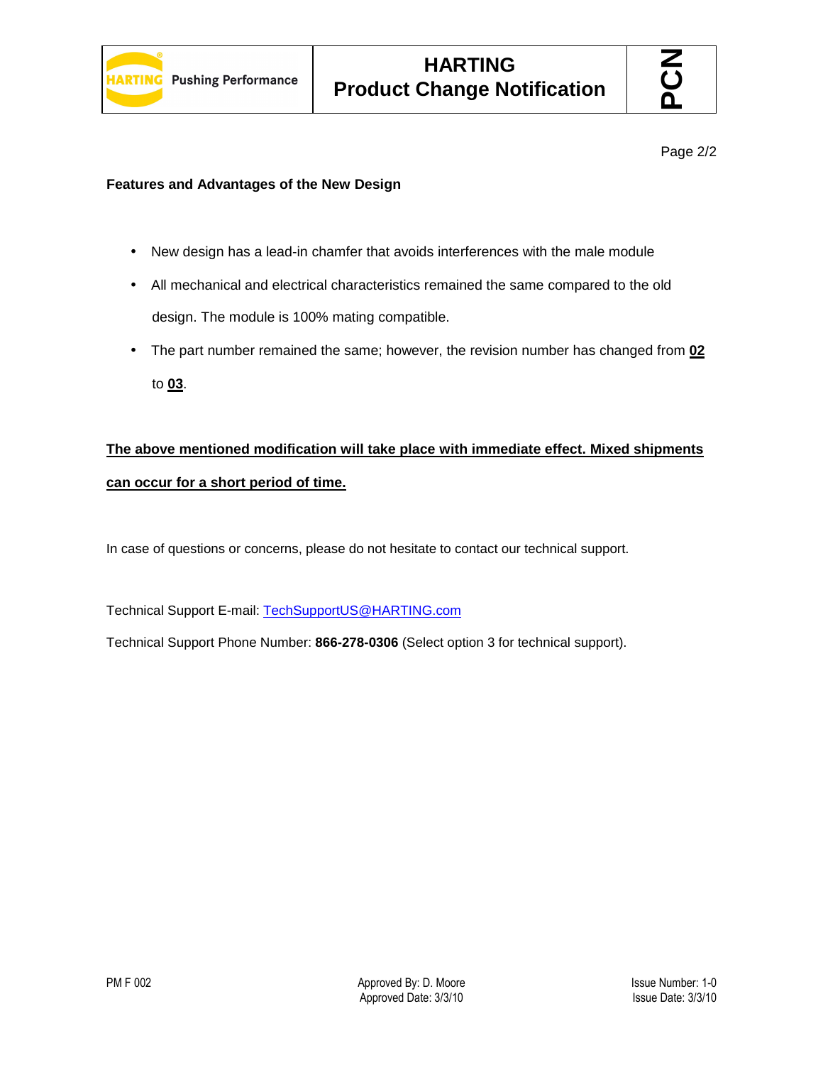**Features and Advantages of the New Design**

- New design has a lead-in chamfer that avoids interferences with the male module
- All mechanical and electrical characteristics remained the same compared to the old design. The module is 100% mating compatible.
- The part number remained the same; however, the revision number has changed from **02** to **03**.

**The above mentioned modification will take place with immediate effect. Mixed shipments can occur for a short period of time.**

In case of questions or concerns, please do not hesitate to contact our technical support.

Technical Support E-mail: TechSupportUS@HARTING.com

Technical Support Phone Number: **866-278-0306** (Select option 3 for technical support).

PM F 002

Approved By: D. Moore
Approved Date: 3/3/10

Issue Number: 1-0
Issue Date: 3/3/10